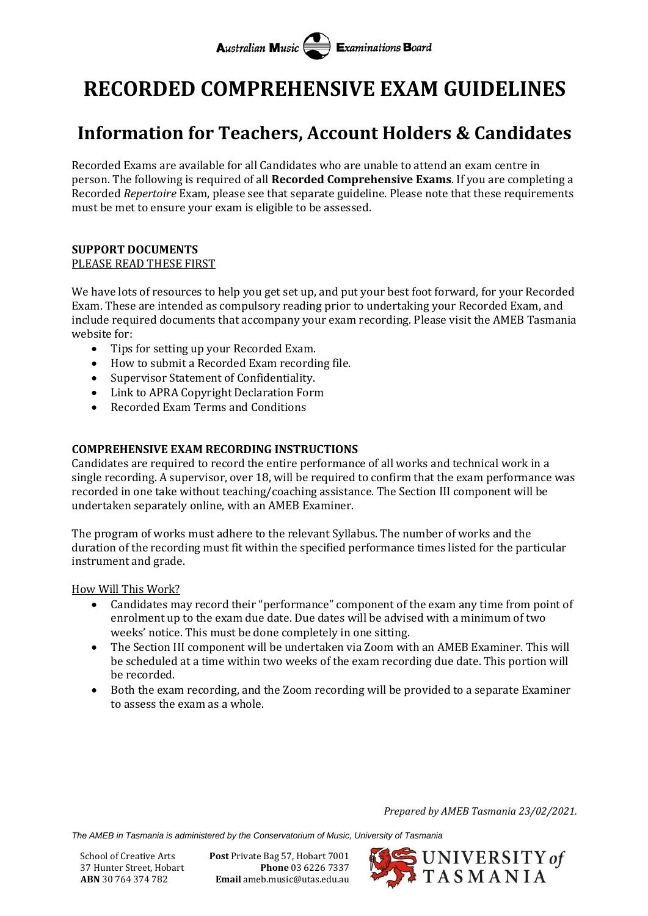Australian Music Examinations Board

# RECORDED COMPREHENSIVE EXAM GUIDELINES

## Information for Teachers, Account Holders & Candidates

Recorded Exams are available for all Candidates who are unable to attend an exam centre in person. The following is required of all **Recorded Comprehensive Exams**. If you are completing a Recorded *Repertoire* Exam, please see that separate guideline. Please note that these requirements must be met to ensure your exam is eligible to be assessed.

**SUPPORT DOCUMENTS**

PLEASE READ THESE FIRST

We have lots of resources to help you get set up, and put your best foot forward, for your Recorded Exam. These are intended as compulsory reading prior to undertaking your Recorded Exam, and include required documents that accompany your exam recording. Please visit the AMEB Tasmania website for:

- Tips for setting up your Recorded Exam.
- How to submit a Recorded Exam recording file.
- Supervisor Statement of Confidentiality.
- Link to APRA Copyright Declaration Form
- Recorded Exam Terms and Conditions

**COMPREHENSIVE EXAM RECORDING INSTRUCTIONS**

Candidates are required to record the entire performance of all works and technical work in a single recording. A supervisor, over 18, will be required to confirm that the exam performance was recorded in one take without teaching/coaching assistance. The Section III component will be undertaken separately online, with an AMEB Examiner.

The program of works must adhere to the relevant Syllabus. The number of works and the duration of the recording must fit within the specified performance times listed for the particular instrument and grade.

How Will This Work?

- Candidates may record their "performance" component of the exam any time from point of enrolment up to the exam due date. Due dates will be advised with a minimum of two weeks' notice. This must be done completely in one sitting.
- The Section III component will be undertaken via Zoom with an AMEB Examiner. This will be scheduled at a time within two weeks of the exam recording due date. This portion will be recorded.
- Both the exam recording, and the Zoom recording will be provided to a separate Examiner to assess the exam as a whole.

*Prepared by AMEB Tasmania 23/02/2021.*

*The AMEB in Tasmania is administered by the Conservatorium of Music, University of Tasmania*

School of Creative Arts
37 Hunter Street, Hobart
**ABN** 30 764 374 782

**Post** Private Bag 57, Hobart 7001
**Phone** 03 6226 7337
**Email** ameb.music@utas.edu.au

UNIVERSITY of TASMANIA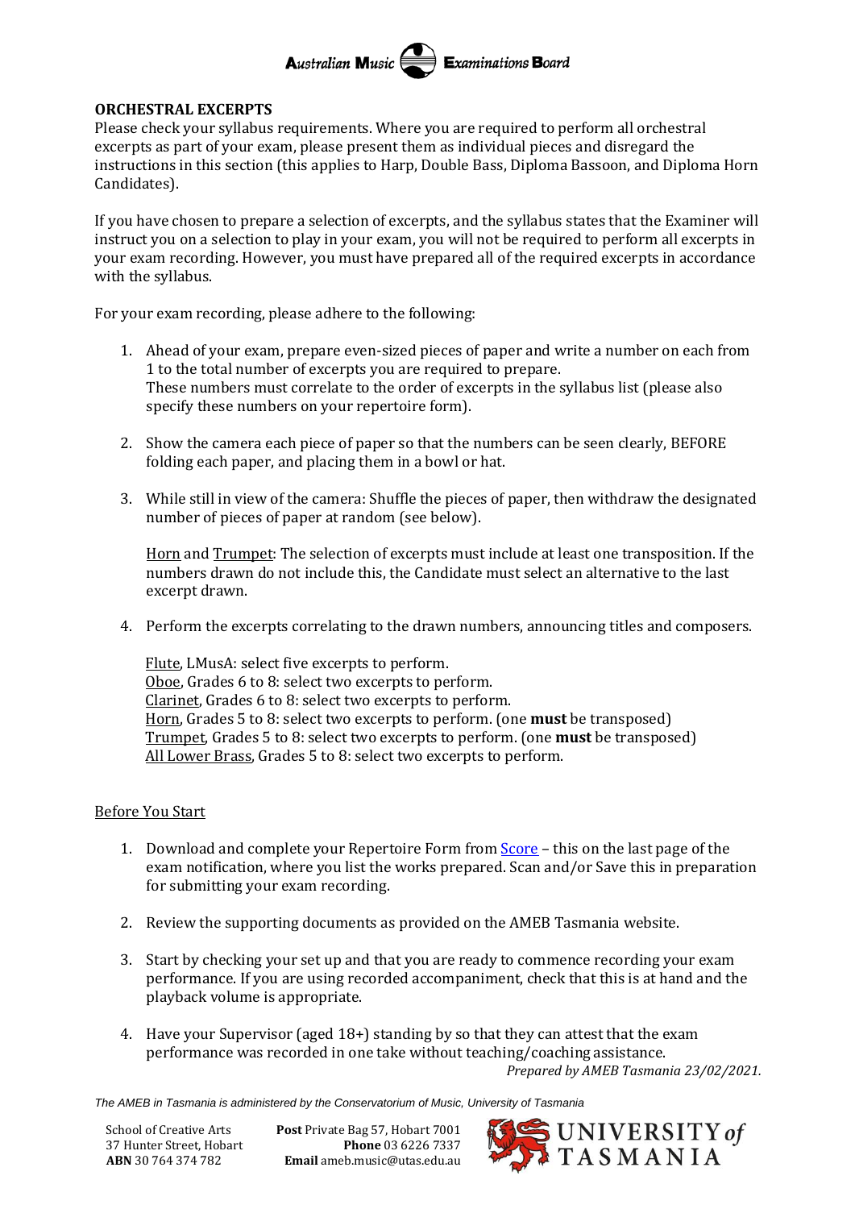## ORCHESTRAL EXCERPTS

Please check your syllabus requirements. Where you are required to perform all orchestral excerpts as part of your exam, please present them as individual pieces and disregard the instructions in this section (this applies to Harp, Double Bass, Diploma Bassoon, and Diploma Horn Candidates).

If you have chosen to prepare a selection of excerpts, and the syllabus states that the Examiner will instruct you on a selection to play in your exam, you will not be required to perform all excerpts in your exam recording. However, you must have prepared all of the required excerpts in accordance with the syllabus.

For your exam recording, please adhere to the following:

1. Ahead of your exam, prepare even-sized pieces of paper and write a number on each from 1 to the total number of excerpts you are required to prepare. These numbers must correlate to the order of excerpts in the syllabus list (please also specify these numbers on your repertoire form).

2. Show the camera each piece of paper so that the numbers can be seen clearly, BEFORE folding each paper, and placing them in a bowl or hat.

3. While still in view of the camera: Shuffle the pieces of paper, then withdraw the designated number of pieces of paper at random (see below).

   Horn and Trumpet: The selection of excerpts must include at least one transposition. If the numbers drawn do not include this, the Candidate must select an alternative to the last excerpt drawn.

4. Perform the excerpts correlating to the drawn numbers, announcing titles and composers.

   Flute, LMusA: select five excerpts to perform.
   Oboe, Grades 6 to 8: select two excerpts to perform.
   Clarinet, Grades 6 to 8: select two excerpts to perform.
   Horn, Grades 5 to 8: select two excerpts to perform. (one **must** be transposed)
   Trumpet, Grades 5 to 8: select two excerpts to perform. (one **must** be transposed)
   All Lower Brass, Grades 5 to 8: select two excerpts to perform.

### Before You Start

1. Download and complete your Repertoire Form from Score – this on the last page of the exam notification, where you list the works prepared. Scan and/or Save this in preparation for submitting your exam recording.

2. Review the supporting documents as provided on the AMEB Tasmania website.

3. Start by checking your set up and that you are ready to commence recording your exam performance. If you are using recorded accompaniment, check that this is at hand and the playback volume is appropriate.

4. Have your Supervisor (aged 18+) standing by so that they can attest that the exam performance was recorded in one take without teaching/coaching assistance.

*Prepared by AMEB Tasmania 23/02/2021.*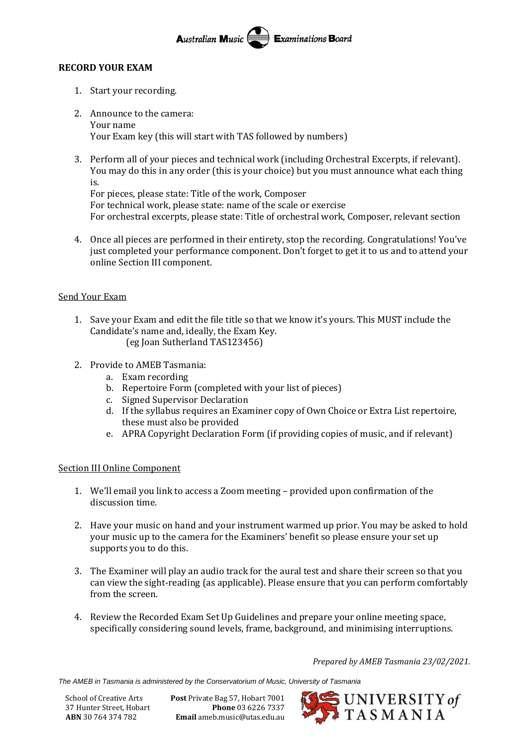## RECORD YOUR EXAM

1. Start your recording.

2. Announce to the camera:
   Your name
   Your Exam key (this will start with TAS followed by numbers)

3. Perform all of your pieces and technical work (including Orchestral Excerpts, if relevant). You may do this in any order (this is your choice) but you must announce what each thing is.
   For pieces, please state: Title of the work, Composer
   For technical work, please state: name of the scale or exercise
   For orchestral excerpts, please state: Title of orchestral work, Composer, relevant section

4. Once all pieces are performed in their entirety, stop the recording. Congratulations! You've just completed your performance component. Don't forget to get it to us and to attend your online Section III component.

### Send Your Exam

1. Save your Exam and edit the file title so that we know it's yours. This MUST include the Candidate's name and, ideally, the Exam Key.
   (eg Joan Sutherland TAS123456)

2. Provide to AMEB Tasmania:
   a. Exam recording
   b. Repertoire Form (completed with your list of pieces)
   c. Signed Supervisor Declaration
   d. If the syllabus requires an Examiner copy of Own Choice or Extra List repertoire, these must also be provided
   e. APRA Copyright Declaration Form (if providing copies of music, and if relevant)

### Section III Online Component

1. We'll email you link to access a Zoom meeting – provided upon confirmation of the discussion time.

2. Have your music on hand and your instrument warmed up prior. You may be asked to hold your music up to the camera for the Examiners' benefit so please ensure your set up supports you to do this.

3. The Examiner will play an audio track for the aural test and share their screen so that you can view the sight-reading (as applicable). Please ensure that you can perform comfortably from the screen.

4. Review the Recorded Exam Set Up Guidelines and prepare your online meeting space, specifically considering sound levels, frame, background, and minimising interruptions.

*Prepared by AMEB Tasmania 23/02/2021.*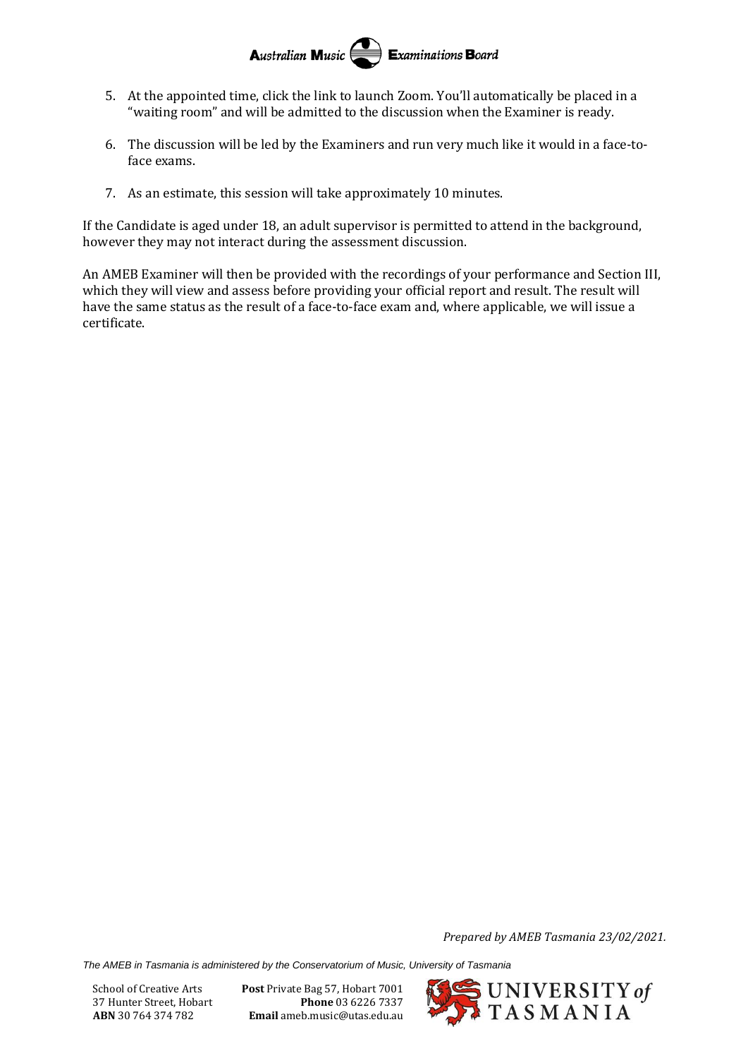5. At the appointed time, click the link to launch Zoom. You'll automatically be placed in a "waiting room" and will be admitted to the discussion when the Examiner is ready.

6. The discussion will be led by the Examiners and run very much like it would in a face-to-face exams.

7. As an estimate, this session will take approximately 10 minutes.

If the Candidate is aged under 18, an adult supervisor is permitted to attend in the background, however they may not interact during the assessment discussion.

An AMEB Examiner will then be provided with the recordings of your performance and Section III, which they will view and assess before providing your official report and result. The result will have the same status as the result of a face-to-face exam and, where applicable, we will issue a certificate.

*Prepared by AMEB Tasmania 23/02/2021.*

*The AMEB in Tasmania is administered by the Conservatorium of Music, University of Tasmania*

School of Creative Arts
37 Hunter Street, Hobart
**ABN** 30 764 374 782

**Post** Private Bag 57, Hobart 7001
**Phone** 03 6226 7337
**Email** ameb.music@utas.edu.au